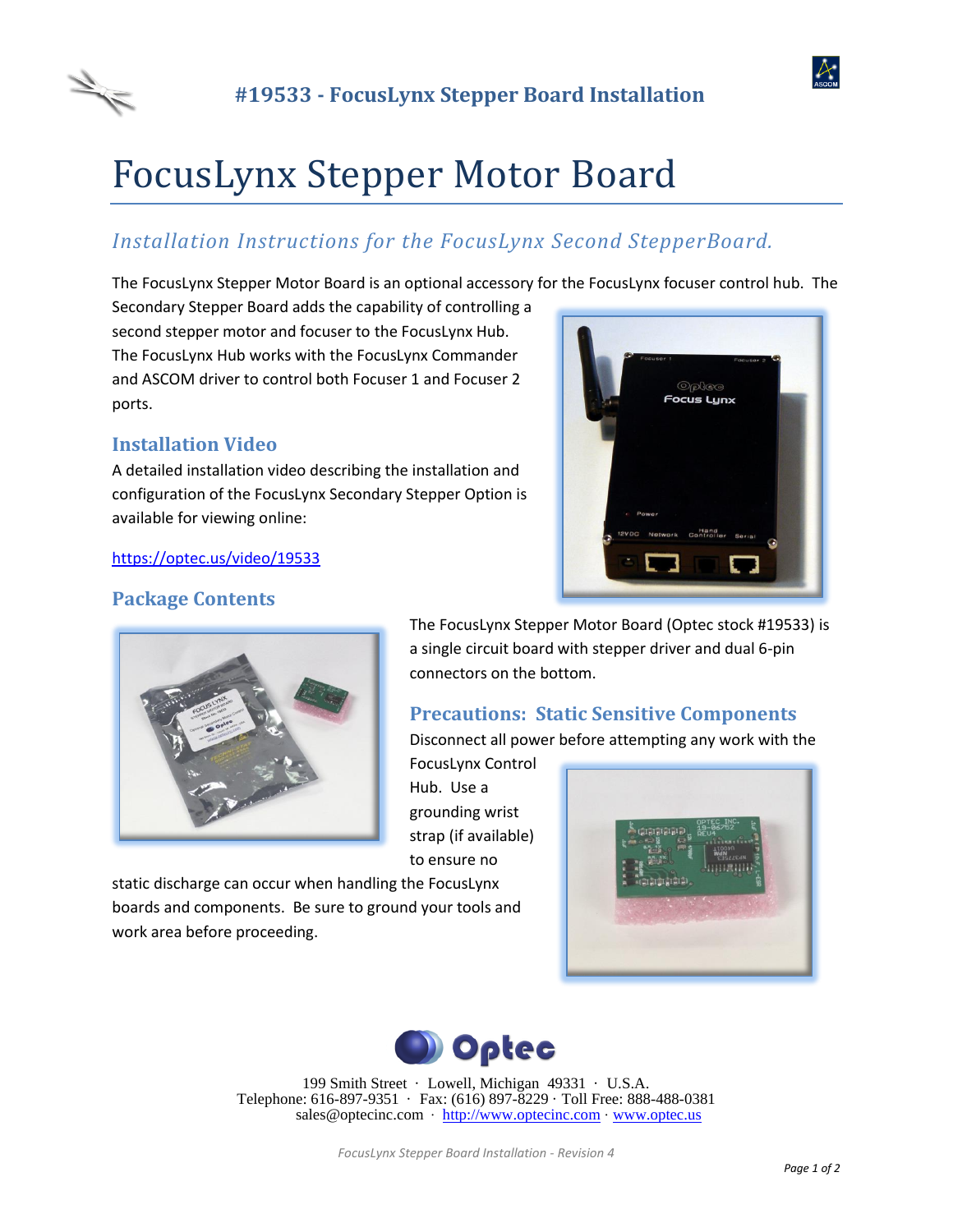# FocusLynx Stepper Motor Board

## *Installation Instructions for the FocusLynx Second StepperBoard.*

The FocusLynx Stepper Motor Board is an optional accessory for the FocusLynx focuser control hub. The Secondary Stepper Board adds the capability of controlling a second stepper motor and focuser to the FocusLynx Hub. The FocusLynx Hub works with the FocusLynx Commander and ASCOM driver to control both Focuser 1 and Focuser 2 ports.

### Installation Video

A detailed installation video describing the installation and configuration of the FocusLynx Secondary Stepper Option is available for viewing online:

https://optec.us/video/19533

### Package Contents

The FocusLynx Stepper Motor Board (Optec stock #19533) is a single circuit board with stepper driver and dual 6-pin connectors on the bottom.

### Precautions: Static Sensitive Components

Disconnect all power before attempting any work with the FocusLynx Control Hub. Use a grounding wrist strap (if available) to ensure no static discharge can occur when handling the FocusLynx boards and components. Be sure to ground your tools and work area before proceeding.

Optec

199 Smith Street · Lowell, Michigan 49331 · U.S.A.
Telephone: 616-897-9351 · Fax: (616) 897-8229 · Toll Free: 888-488-0381
sales@optecinc.com · http://www.optecinc.com · www.optec.us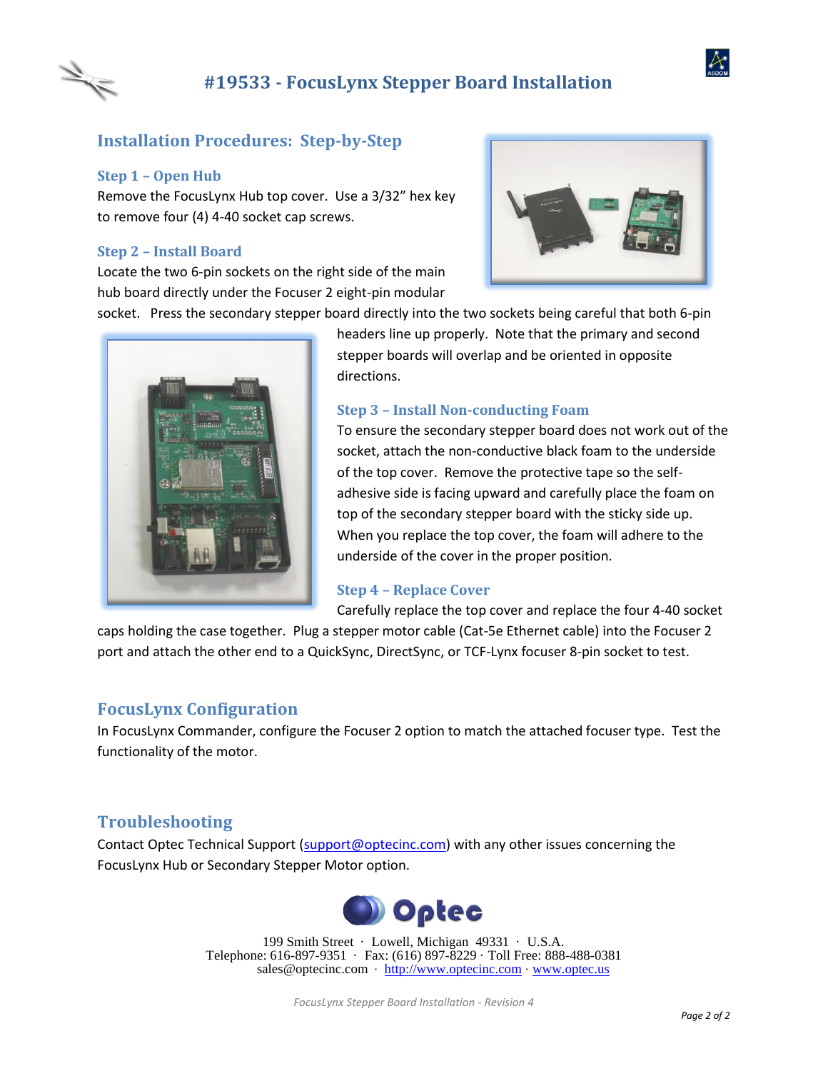# #19533 - FocusLynx Stepper Board Installation

## Installation Procedures: Step-by-Step

### Step 1 – Open Hub

Remove the FocusLynx Hub top cover. Use a 3/32" hex key to remove four (4) 4-40 socket cap screws.

### Step 2 – Install Board

Locate the two 6-pin sockets on the right side of the main hub board directly under the Focuser 2 eight-pin modular socket. Press the secondary stepper board directly into the two sockets being careful that both 6-pin headers line up properly. Note that the primary and second stepper boards will overlap and be oriented in opposite directions.

### Step 3 – Install Non-conducting Foam

To ensure the secondary stepper board does not work out of the socket, attach the non-conductive black foam to the underside of the top cover. Remove the protective tape so the self-adhesive side is facing upward and carefully place the foam on top of the secondary stepper board with the sticky side up. When you replace the top cover, the foam will adhere to the underside of the cover in the proper position.

### Step 4 – Replace Cover

Carefully replace the top cover and replace the four 4-40 socket caps holding the case together. Plug a stepper motor cable (Cat-5e Ethernet cable) into the Focuser 2 port and attach the other end to a QuickSync, DirectSync, or TCF-Lynx focuser 8-pin socket to test.

## FocusLynx Configuration

In FocusLynx Commander, configure the Focuser 2 option to match the attached focuser type. Test the functionality of the motor.

## Troubleshooting

Contact Optec Technical Support (support@optecinc.com) with any other issues concerning the FocusLynx Hub or Secondary Stepper Motor option.

Optec

199 Smith Street · Lowell, Michigan 49331 · U.S.A.
Telephone: 616-897-9351 · Fax: (616) 897-8229 · Toll Free: 888-488-0381
sales@optecinc.com · http://www.optecinc.com · www.optec.us

*FocusLynx Stepper Board Installation - Revision 4*